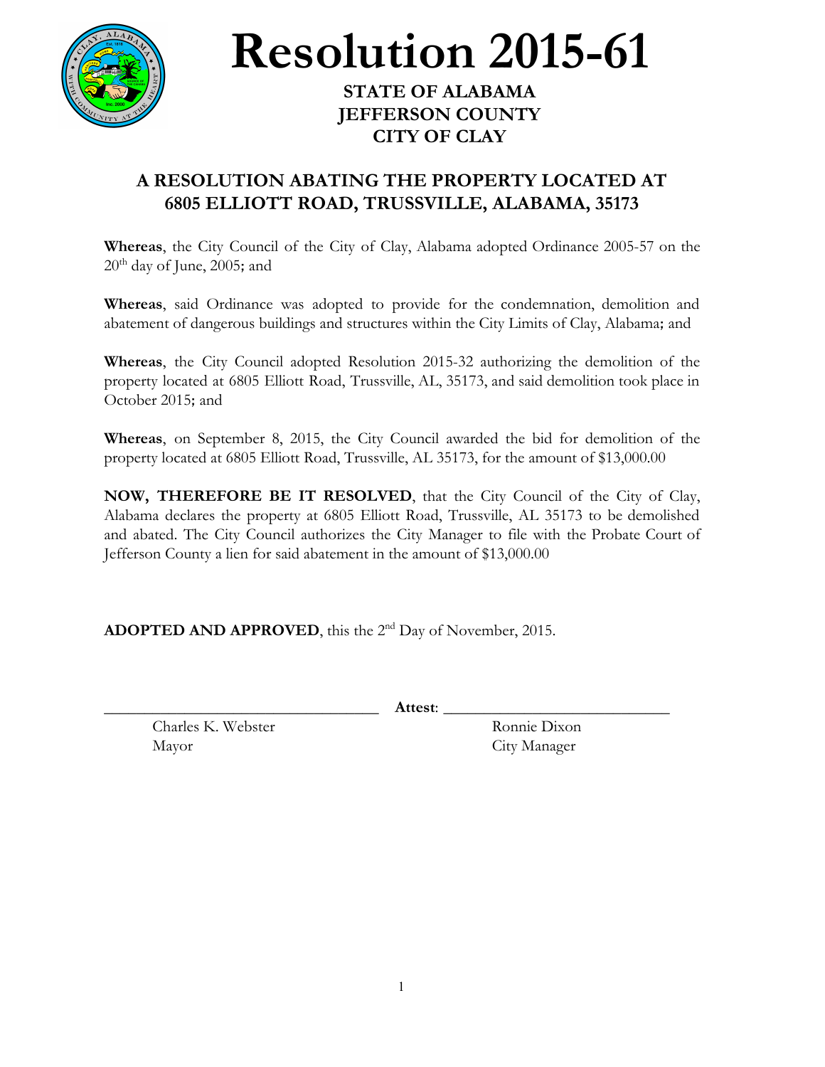# Resolution 2015-61

**STATE OF ALABAMA**
**JEFFERSON COUNTY**
**CITY OF CLAY**

## A RESOLUTION ABATING THE PROPERTY LOCATED AT 6805 ELLIOTT ROAD, TRUSSVILLE, ALABAMA, 35173

**Whereas**, the City Council of the City of Clay, Alabama adopted Ordinance 2005-57 on the 20th day of June, 2005; and

**Whereas**, said Ordinance was adopted to provide for the condemnation, demolition and abatement of dangerous buildings and structures within the City Limits of Clay, Alabama; and

**Whereas**, the City Council adopted Resolution 2015-32 authorizing the demolition of the property located at 6805 Elliott Road, Trussville, AL, 35173, and said demolition took place in October 2015; and

**Whereas**, on September 8, 2015, the City Council awarded the bid for demolition of the property located at 6805 Elliott Road, Trussville, AL 35173, for the amount of $13,000.00

**NOW, THEREFORE BE IT RESOLVED**, that the City Council of the City of Clay, Alabama declares the property at 6805 Elliott Road, Trussville, AL 35173 to be demolished and abated. The City Council authorizes the City Manager to file with the Probate Court of Jefferson County a lien for said abatement in the amount of $13,000.00

**ADOPTED AND APPROVED**, this the 2nd Day of November, 2015.

\_\_\_\_\_\_\_\_\_\_\_\_\_\_\_\_\_\_\_\_\_\_\_\_\_\_\_\_\_\_ **Attest**: \_\_\_\_\_\_\_\_\_\_\_\_\_\_\_\_\_\_\_\_\_\_\_\_\_\_\_\_\_\_

Charles K. Webster
Mayor

Ronnie Dixon
City Manager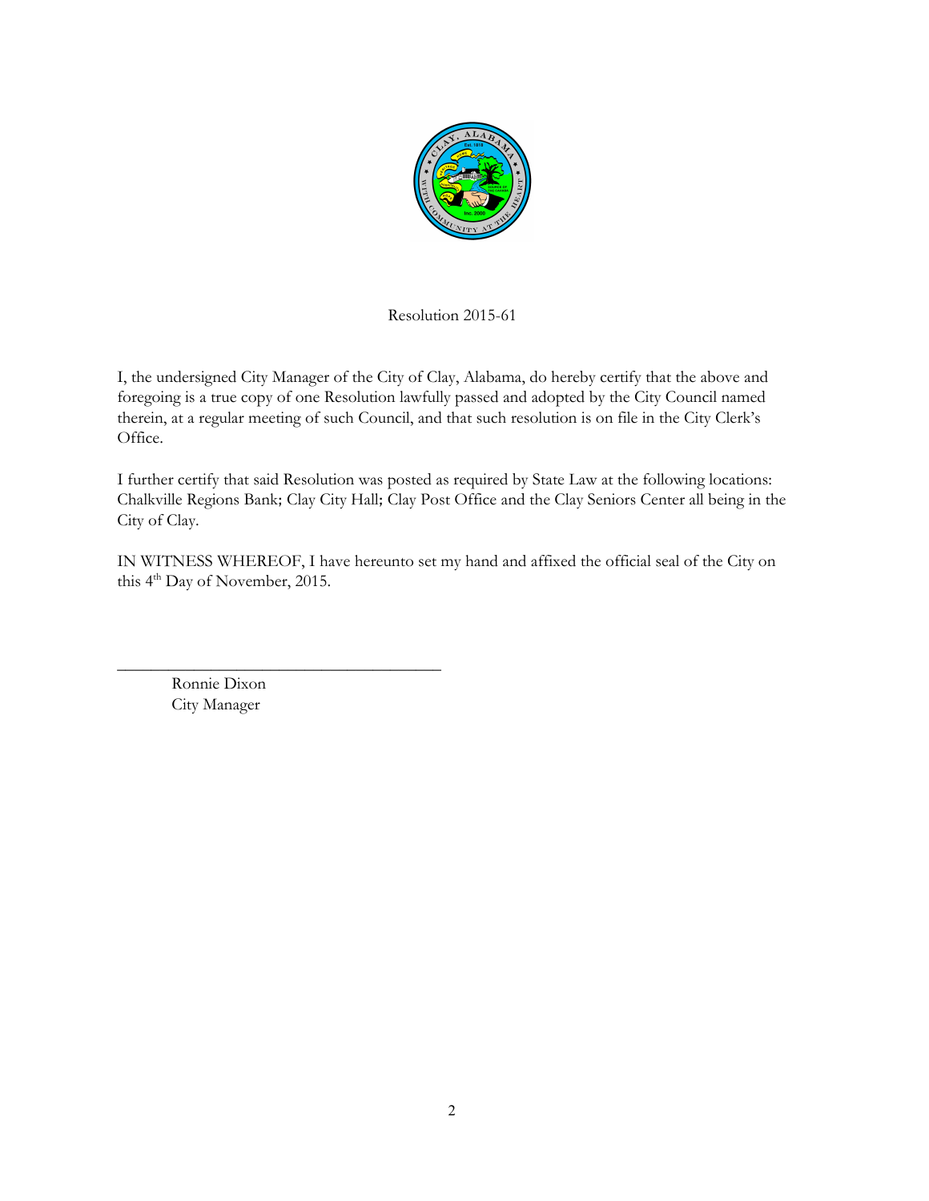Resolution 2015-61

I, the undersigned City Manager of the City of Clay, Alabama, do hereby certify that the above and foregoing is a true copy of one Resolution lawfully passed and adopted by the City Council named therein, at a regular meeting of such Council, and that such resolution is on file in the City Clerk's Office.

I further certify that said Resolution was posted as required by State Law at the following locations: Chalkville Regions Bank; Clay City Hall; Clay Post Office and the Clay Seniors Center all being in the City of Clay.

IN WITNESS WHEREOF, I have hereunto set my hand and affixed the official seal of the City on this 4th Day of November, 2015.

\_\_\_\_\_\_\_\_\_\_\_\_\_\_\_\_\_\_\_\_\_\_\_\_\_\_\_\_\_\_\_\_\_\_\_\_\_\_

Ronnie Dixon
City Manager